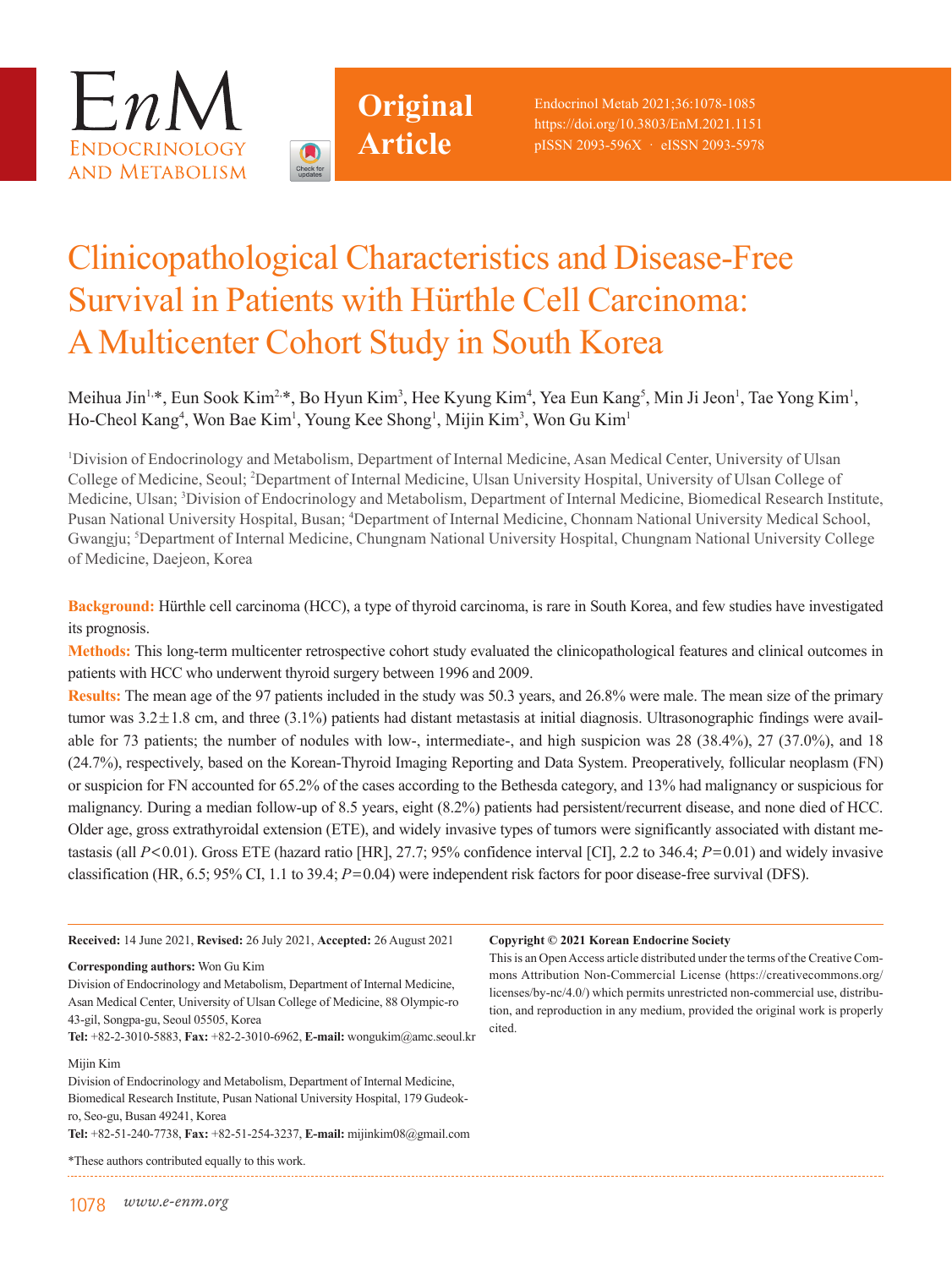# Clinicopathological Characteristics and Disease-Free Survival in Patients with Hürthle Cell Carcinoma: A Multicenter Cohort Study in South Korea

Meihua Jin[1,*], Eun Sook Kim[2,*], Bo Hyun Kim[3], Hee Kyung Kim[4], Yea Eun Kang[5], Min Ji Jeon[1], Tae Yong Kim[1], Ho-Cheol Kang[4], Won Bae Kim[1], Young Kee Shong[1], Mijin Kim[3], Won Gu Kim[1]

[1]Division of Endocrinology and Metabolism, Department of Internal Medicine, Asan Medical Center, University of Ulsan College of Medicine, Seoul; [2]Department of Internal Medicine, Ulsan University Hospital, University of Ulsan College of Medicine, Ulsan; [3]Division of Endocrinology and Metabolism, Department of Internal Medicine, Biomedical Research Institute, Pusan National University Hospital, Busan; [4]Department of Internal Medicine, Chonnam National University Medical School, Gwangju; [5]Department of Internal Medicine, Chungnam National University Hospital, Chungnam National University College of Medicine, Daejeon, Korea

**Background:** Hürthle cell carcinoma (HCC), a type of thyroid carcinoma, is rare in South Korea, and few studies have investigated its prognosis.

**Methods:** This long-term multicenter retrospective cohort study evaluated the clinicopathological features and clinical outcomes in patients with HCC who underwent thyroid surgery between 1996 and 2009.

**Results:** The mean age of the 97 patients included in the study was 50.3 years, and 26.8% were male. The mean size of the primary tumor was 3.2±1.8 cm, and three (3.1%) patients had distant metastasis at initial diagnosis. Ultrasonographic findings were available for 73 patients; the number of nodules with low-, intermediate-, and high suspicion was 28 (38.4%), 27 (37.0%), and 18 (24.7%), respectively, based on the Korean-Thyroid Imaging Reporting and Data System. Preoperatively, follicular neoplasm (FN) or suspicion for FN accounted for 65.2% of the cases according to the Bethesda category, and 13% had malignancy or suspicious for malignancy. During a median follow-up of 8.5 years, eight (8.2%) patients had persistent/recurrent disease, and none died of HCC. Older age, gross extrathyroidal extension (ETE), and widely invasive types of tumors were significantly associated with distant metastasis (all $P<0.01$). Gross ETE (hazard ratio [HR], 27.7; 95% confidence interval [CI], 2.2 to 346.4; $P=0.01$) and widely invasive classification (HR, 6.5; 95% CI, 1.1 to 39.4; $P=0.04$) were independent risk factors for poor disease-free survival (DFS).

**Received:** 14 June 2021, **Revised:** 26 July 2021, **Accepted:** 26 August 2021

**Corresponding authors:** Won Gu Kim
Division of Endocrinology and Metabolism, Department of Internal Medicine, Asan Medical Center, University of Ulsan College of Medicine, 88 Olympic-ro 43-gil, Songpa-gu, Seoul 05505, Korea
**Tel:** +82-2-3010-5883, **Fax:** +82-2-3010-6962, **E-mail:** wongukim@amc.seoul.kr

Mijin Kim
Division of Endocrinology and Metabolism, Department of Internal Medicine, Biomedical Research Institute, Pusan National University Hospital, 179 Gudeok-ro, Seo-gu, Busan 49241, Korea
**Tel:** +82-51-240-7738, **Fax:** +82-51-254-3237, **E-mail:** mijinkim08@gmail.com

*These authors contributed equally to this work.

**Copyright © 2021 Korean Endocrine Society**
This is an Open Access article distributed under the terms of the Creative Commons Attribution Non-Commercial License (https://creativecommons.org/licenses/by-nc/4.0/) which permits unrestricted non-commercial use, distribution, and reproduction in any medium, provided the original work is properly cited.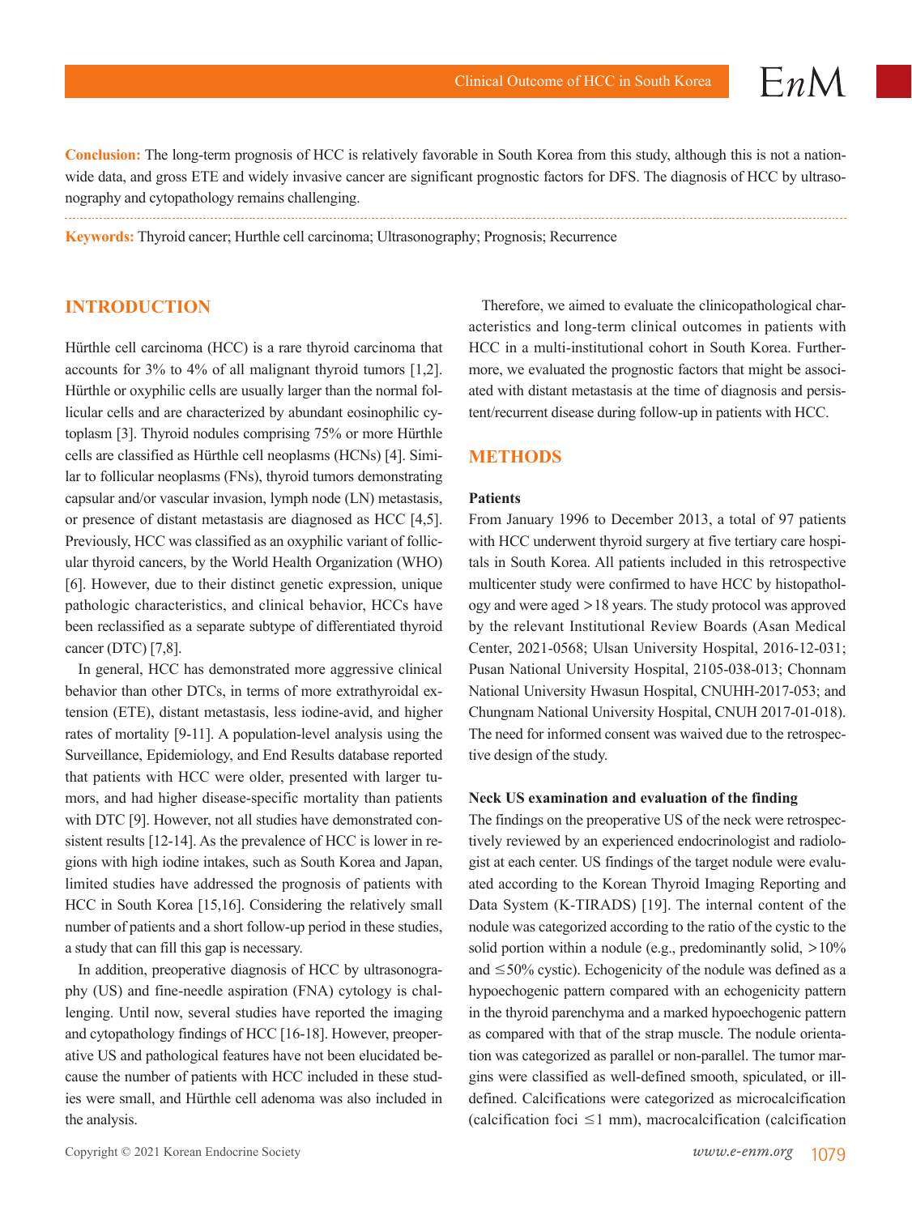**Conclusion:** The long-term prognosis of HCC is relatively favorable in South Korea from this study, although this is not a nationwide data, and gross ETE and widely invasive cancer are significant prognostic factors for DFS. The diagnosis of HCC by ultrasonography and cytopathology remains challenging.

**Keywords:** Thyroid cancer; Hurthle cell carcinoma; Ultrasonography; Prognosis; Recurrence

## INTRODUCTION

Hürthle cell carcinoma (HCC) is a rare thyroid carcinoma that accounts for 3% to 4% of all malignant thyroid tumors [1,2]. Hürthle or oxyphilic cells are usually larger than the normal follicular cells and are characterized by abundant eosinophilic cytoplasm [3]. Thyroid nodules comprising 75% or more Hürthle cells are classified as Hürthle cell neoplasms (HCNs) [4]. Similar to follicular neoplasms (FNs), thyroid tumors demonstrating capsular and/or vascular invasion, lymph node (LN) metastasis, or presence of distant metastasis are diagnosed as HCC [4,5]. Previously, HCC was classified as an oxyphilic variant of follicular thyroid cancers, by the World Health Organization (WHO) [6]. However, due to their distinct genetic expression, unique pathologic characteristics, and clinical behavior, HCCs have been reclassified as a separate subtype of differentiated thyroid cancer (DTC) [7,8].

In general, HCC has demonstrated more aggressive clinical behavior than other DTCs, in terms of more extrathyroidal extension (ETE), distant metastasis, less iodine-avid, and higher rates of mortality [9-11]. A population-level analysis using the Surveillance, Epidemiology, and End Results database reported that patients with HCC were older, presented with larger tumors, and had higher disease-specific mortality than patients with DTC [9]. However, not all studies have demonstrated consistent results [12-14]. As the prevalence of HCC is lower in regions with high iodine intakes, such as South Korea and Japan, limited studies have addressed the prognosis of patients with HCC in South Korea [15,16]. Considering the relatively small number of patients and a short follow-up period in these studies, a study that can fill this gap is necessary.

In addition, preoperative diagnosis of HCC by ultrasonography (US) and fine-needle aspiration (FNA) cytology is challenging. Until now, several studies have reported the imaging and cytopathology findings of HCC [16-18]. However, preoperative US and pathological features have not been elucidated because the number of patients with HCC included in these studies were small, and Hürthle cell adenoma was also included in the analysis.

Therefore, we aimed to evaluate the clinicopathological characteristics and long-term clinical outcomes in patients with HCC in a multi-institutional cohort in South Korea. Furthermore, we evaluated the prognostic factors that might be associated with distant metastasis at the time of diagnosis and persistent/recurrent disease during follow-up in patients with HCC.

## METHODS

### Patients

From January 1996 to December 2013, a total of 97 patients with HCC underwent thyroid surgery at five tertiary care hospitals in South Korea. All patients included in this retrospective multicenter study were confirmed to have HCC by histopathology and were aged >18 years. The study protocol was approved by the relevant Institutional Review Boards (Asan Medical Center, 2021-0568; Ulsan University Hospital, 2016-12-031; Pusan National University Hospital, 2105-038-013; Chonnam National University Hwasun Hospital, CNUHH-2017-053; and Chungnam National University Hospital, CNUH 2017-01-018). The need for informed consent was waived due to the retrospective design of the study.

### Neck US examination and evaluation of the finding

The findings on the preoperative US of the neck were retrospectively reviewed by an experienced endocrinologist and radiologist at each center. US findings of the target nodule were evaluated according to the Korean Thyroid Imaging Reporting and Data System (K-TIRADS) [19]. The internal content of the nodule was categorized according to the ratio of the cystic to the solid portion within a nodule (e.g., predominantly solid, >10% and ≤50% cystic). Echogenicity of the nodule was defined as a hypoechogenic pattern compared with an echogenicity pattern in the thyroid parenchyma and a marked hypoechogenic pattern as compared with that of the strap muscle. The nodule orientation was categorized as parallel or non-parallel. The tumor margins were classified as well-defined smooth, spiculated, or ill-defined. Calcifications were categorized as microcalcification (calcification foci ≤1 mm), macrocalcification (calcification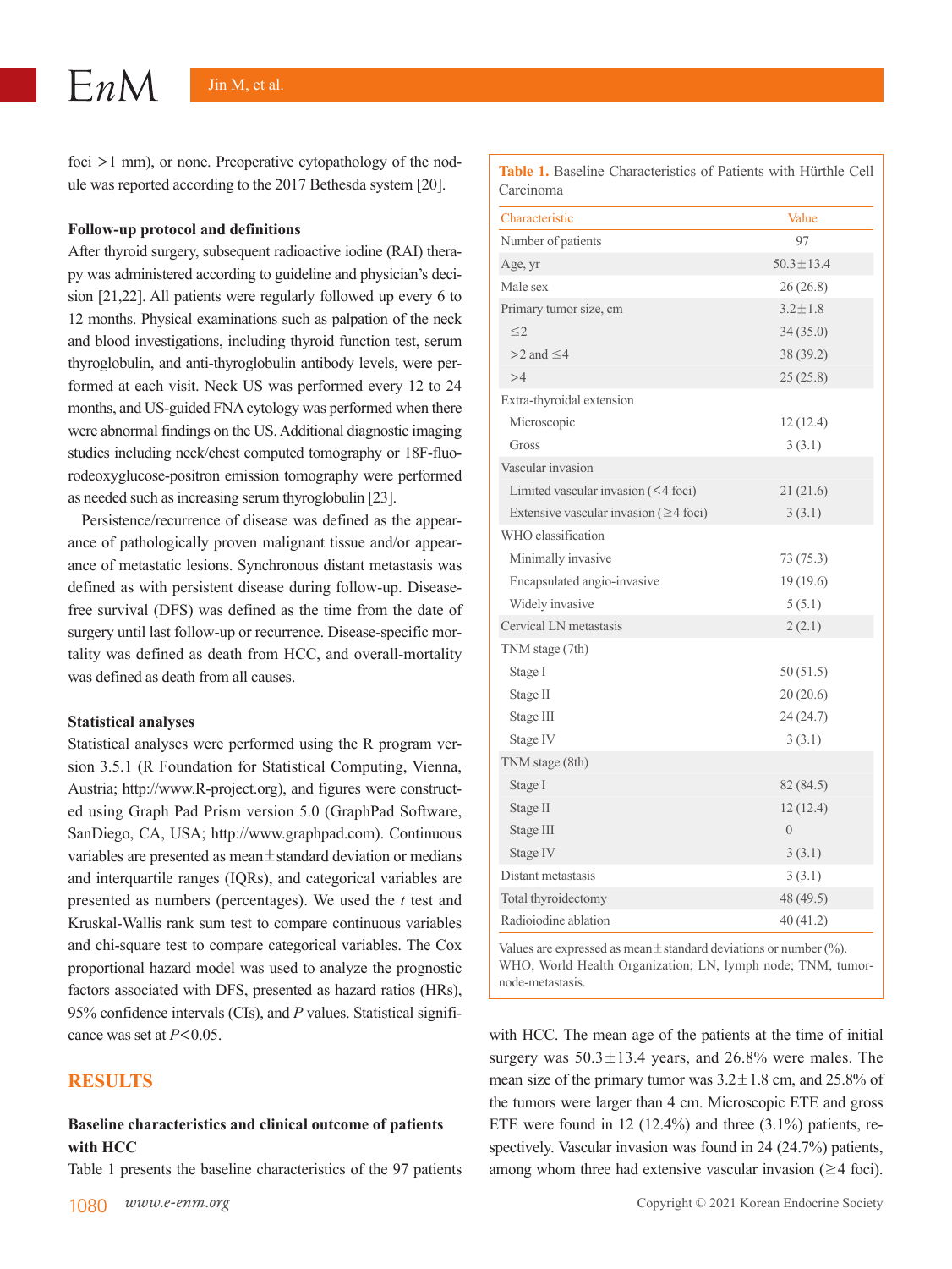foci >1 mm), or none. Preoperative cytopathology of the nodule was reported according to the 2017 Bethesda system [20].

### Follow-up protocol and definitions

After thyroid surgery, subsequent radioactive iodine (RAI) therapy was administered according to guideline and physician's decision [21,22]. All patients were regularly followed up every 6 to 12 months. Physical examinations such as palpation of the neck and blood investigations, including thyroid function test, serum thyroglobulin, and anti-thyroglobulin antibody levels, were performed at each visit. Neck US was performed every 12 to 24 months, and US-guided FNA cytology was performed when there were abnormal findings on the US. Additional diagnostic imaging studies including neck/chest computed tomography or 18F-fluorodeoxyglucose-positron emission tomography were performed as needed such as increasing serum thyroglobulin [23].

Persistence/recurrence of disease was defined as the appearance of pathologically proven malignant tissue and/or appearance of metastatic lesions. Synchronous distant metastasis was defined as with persistent disease during follow-up. Disease-free survival (DFS) was defined as the time from the date of surgery until last follow-up or recurrence. Disease-specific mortality was defined as death from HCC, and overall-mortality was defined as death from all causes.

### Statistical analyses

Statistical analyses were performed using the R program version 3.5.1 (R Foundation for Statistical Computing, Vienna, Austria; http://www.R-project.org), and figures were constructed using Graph Pad Prism version 5.0 (GraphPad Software, SanDiego, CA, USA; http://www.graphpad.com). Continuous variables are presented as mean±standard deviation or medians and interquartile ranges (IQRs), and categorical variables are presented as numbers (percentages). We used the *t* test and Kruskal-Wallis rank sum test to compare continuous variables and chi-square test to compare categorical variables. The Cox proportional hazard model was used to analyze the prognostic factors associated with DFS, presented as hazard ratios (HRs), 95% confidence intervals (CIs), and *P* values. Statistical significance was set at $P<0.05$.

## RESULTS

### Baseline characteristics and clinical outcome of patients with HCC

Table 1 presents the baseline characteristics of the 97 patients with HCC. The mean age of the patients at the time of initial surgery was 50.3±13.4 years, and 26.8% were males. The mean size of the primary tumor was 3.2±1.8 cm, and 25.8% of the tumors were larger than 4 cm. Microscopic ETE and gross ETE were found in 12 (12.4%) and three (3.1%) patients, respectively. Vascular invasion was found in 24 (24.7%) patients, among whom three had extensive vascular invasion (≥4 foci).

**Table 1.** Baseline Characteristics of Patients with Hürthle Cell Carcinoma

| Characteristic | Value |
|---|---|
| Number of patients | 97 |
| Age, yr | 50.3±13.4 |
| Male sex | 26 (26.8) |
| Primary tumor size, cm | 3.2±1.8 |
| ≤2 | 34 (35.0) |
| >2 and ≤4 | 38 (39.2) |
| >4 | 25 (25.8) |
| Extra-thyroidal extension | |
| Microscopic | 12 (12.4) |
| Gross | 3 (3.1) |
| Vascular invasion | |
| Limited vascular invasion (<4 foci) | 21 (21.6) |
| Extensive vascular invasion (≥4 foci) | 3 (3.1) |
| WHO classification | |
| Minimally invasive | 73 (75.3) |
| Encapsulated angio-invasive | 19 (19.6) |
| Widely invasive | 5 (5.1) |
| Cervical LN metastasis | 2 (2.1) |
| TNM stage (7th) | |
| Stage I | 50 (51.5) |
| Stage II | 20 (20.6) |
| Stage III | 24 (24.7) |
| Stage IV | 3 (3.1) |
| TNM stage (8th) | |
| Stage I | 82 (84.5) |
| Stage II | 12 (12.4) |
| Stage III | 0 |
| Stage IV | 3 (3.1) |
| Distant metastasis | 3 (3.1) |
| Total thyroidectomy | 48 (49.5) |
| Radioiodine ablation | 40 (41.2) |

Values are expressed as mean±standard deviations or number (%).
WHO, World Health Organization; LN, lymph node; TNM, tumor-node-metastasis.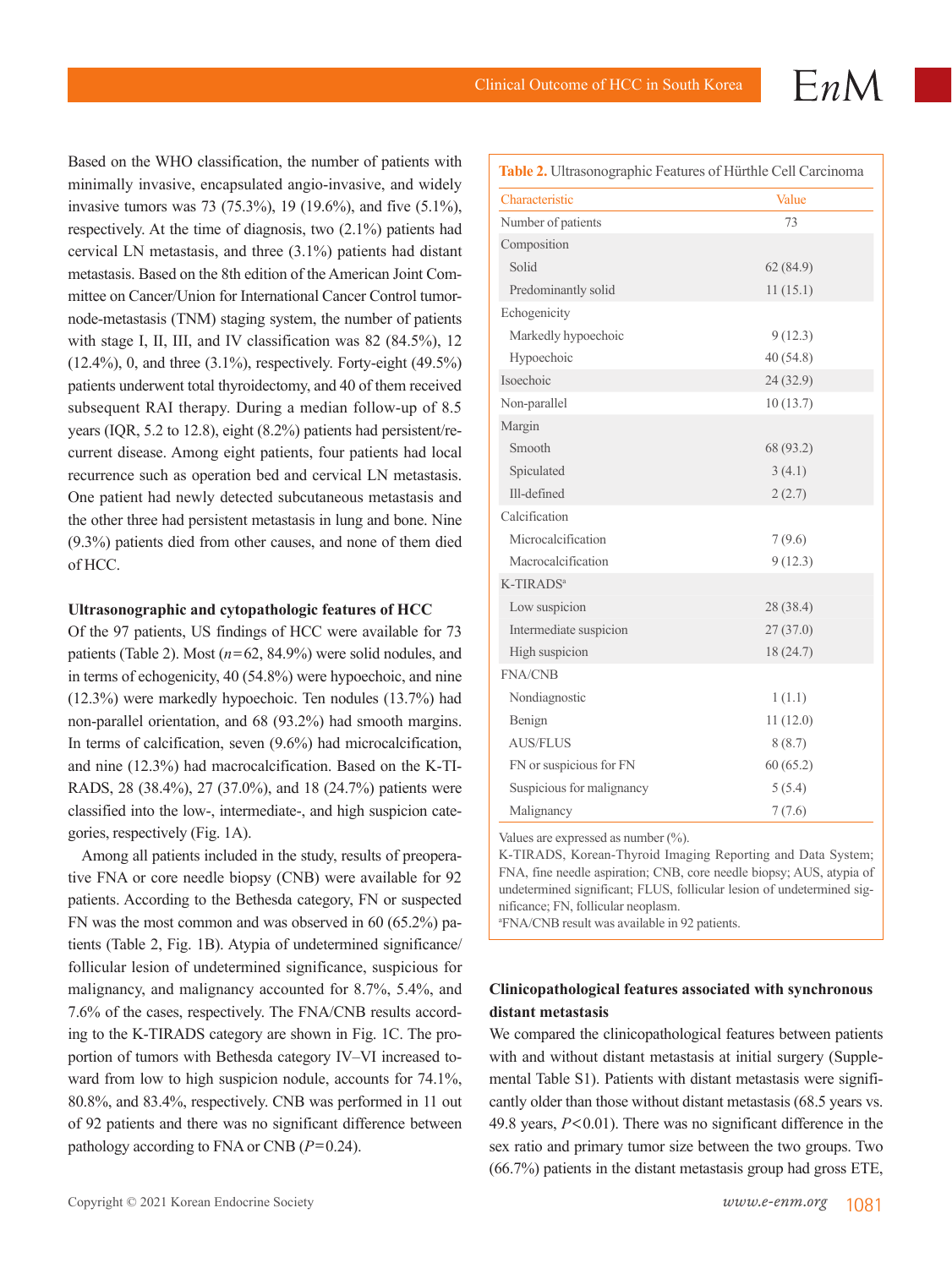Based on the WHO classification, the number of patients with minimally invasive, encapsulated angio-invasive, and widely invasive tumors was 73 (75.3%), 19 (19.6%), and five (5.1%), respectively. At the time of diagnosis, two (2.1%) patients had cervical LN metastasis, and three (3.1%) patients had distant metastasis. Based on the 8th edition of the American Joint Committee on Cancer/Union for International Cancer Control tumor-node-metastasis (TNM) staging system, the number of patients with stage I, II, III, and IV classification was 82 (84.5%), 12 (12.4%), 0, and three (3.1%), respectively. Forty-eight (49.5%) patients underwent total thyroidectomy, and 40 of them received subsequent RAI therapy. During a median follow-up of 8.5 years (IQR, 5.2 to 12.8), eight (8.2%) patients had persistent/recurrent disease. Among eight patients, four patients had local recurrence such as operation bed and cervical LN metastasis. One patient had newly detected subcutaneous metastasis and the other three had persistent metastasis in lung and bone. Nine (9.3%) patients died from other causes, and none of them died of HCC.

**Ultrasonographic and cytopathologic features of HCC**

Of the 97 patients, US findings of HCC were available for 73 patients (Table 2). Most (*n*=62, 84.9%) were solid nodules, and in terms of echogenicity, 40 (54.8%) were hypoechoic, and nine (12.3%) were markedly hypoechoic. Ten nodules (13.7%) had non-parallel orientation, and 68 (93.2%) had smooth margins. In terms of calcification, seven (9.6%) had microcalcification, and nine (12.3%) had macrocalcification. Based on the K-TIRADS, 28 (38.4%), 27 (37.0%), and 18 (24.7%) patients were classified into the low-, intermediate-, and high suspicion categories, respectively (Fig. 1A).

Among all patients included in the study, results of preoperative FNA or core needle biopsy (CNB) were available for 92 patients. According to the Bethesda category, FN or suspected FN was the most common and was observed in 60 (65.2%) patients (Table 2, Fig. 1B). Atypia of undetermined significance/follicular lesion of undetermined significance, suspicious for malignancy, and malignancy accounted for 8.7%, 5.4%, and 7.6% of the cases, respectively. The FNA/CNB results according to the K-TIRADS category are shown in Fig. 1C. The proportion of tumors with Bethesda category IV–VI increased toward from low to high suspicion nodule, accounts for 74.1%, 80.8%, and 83.4%, respectively. CNB was performed in 11 out of 92 patients and there was no significant difference between pathology according to FNA or CNB (*P*=0.24).

**Table 2.** Ultrasonographic Features of Hürthle Cell Carcinoma

| Characteristic | Value |
|---|---|
| Number of patients | 73 |
| Composition | |
| Solid | 62 (84.9) |
| Predominantly solid | 11 (15.1) |
| Echogenicity | |
| Markedly hypoechoic | 9 (12.3) |
| Hypoechoic | 40 (54.8) |
| Isoechoic | 24 (32.9) |
| Non-parallel | 10 (13.7) |
| Margin | |
| Smooth | 68 (93.2) |
| Spiculated | 3 (4.1) |
| Ill-defined | 2 (2.7) |
| Calcification | |
| Microcalcification | 7 (9.6) |
| Macrocalcification | 9 (12.3) |
| K-TIRADS[a] | |
| Low suspicion | 28 (38.4) |
| Intermediate suspicion | 27 (37.0) |
| High suspicion | 18 (24.7) |
| FNA/CNB | |
| Nondiagnostic | 1 (1.1) |
| Benign | 11 (12.0) |
| AUS/FLUS | 8 (8.7) |
| FN or suspicious for FN | 60 (65.2) |
| Suspicious for malignancy | 5 (5.4) |
| Malignancy | 7 (7.6) |

Values are expressed as number (%).
K-TIRADS, Korean-Thyroid Imaging Reporting and Data System; FNA, fine needle aspiration; CNB, core needle biopsy; AUS, atypia of undetermined significant; FLUS, follicular lesion of undetermined significance; FN, follicular neoplasm.
[a]FNA/CNB result was available in 92 patients.

**Clinicopathological features associated with synchronous distant metastasis**

We compared the clinicopathological features between patients with and without distant metastasis at initial surgery (Supplemental Table S1). Patients with distant metastasis were significantly older than those without distant metastasis (68.5 years vs. 49.8 years, *P*<0.01). There was no significant difference in the sex ratio and primary tumor size between the two groups. Two (66.7%) patients in the distant metastasis group had gross ETE,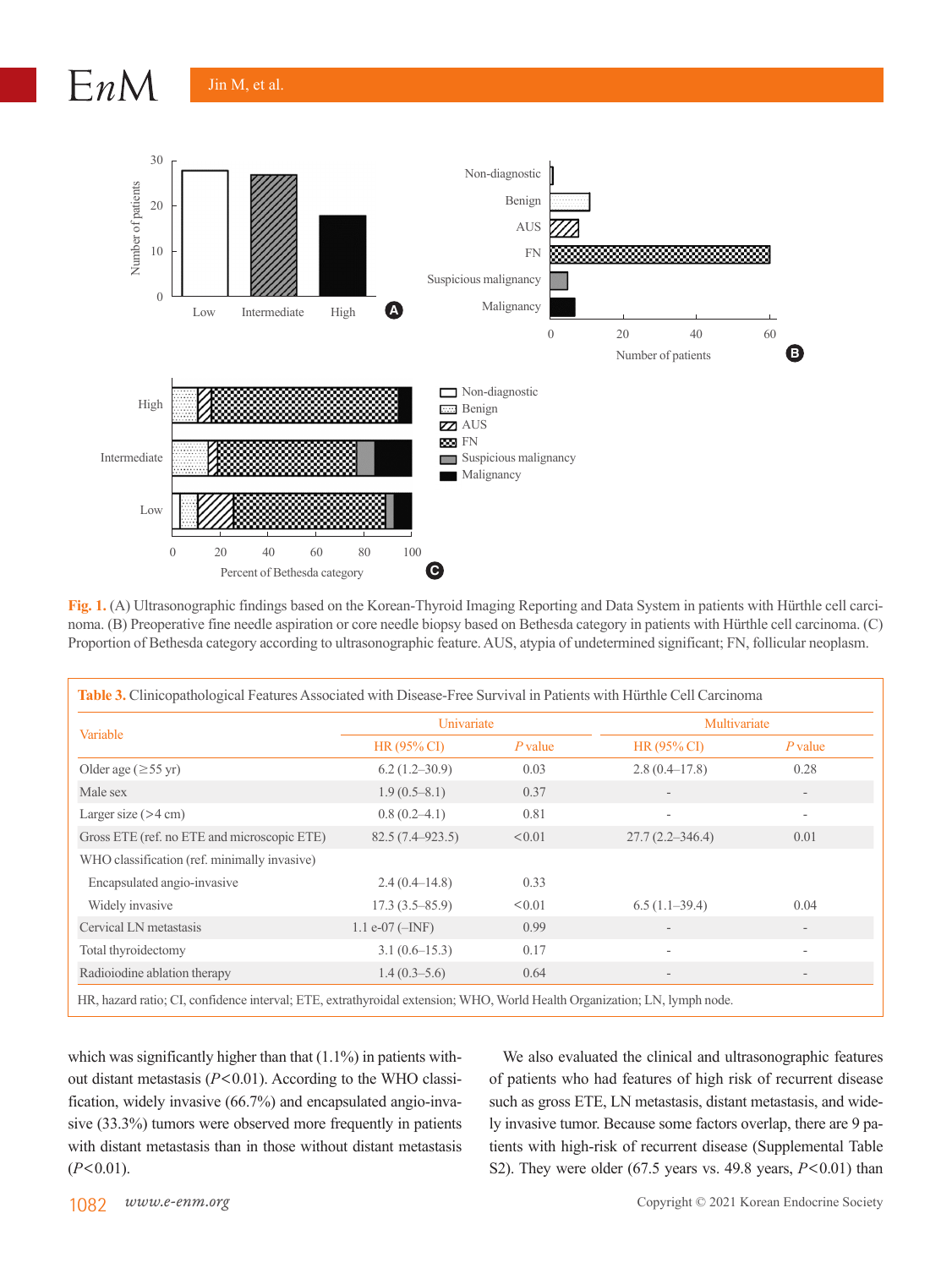Fig. 1. (A) Ultrasonographic findings based on the Korean-Thyroid Imaging Reporting and Data System in patients with Hürthle cell carcinoma. (B) Preoperative fine needle aspiration or core needle biopsy based on Bethesda category in patients with Hürthle cell carcinoma. (C) Proportion of Bethesda category according to ultrasonographic feature. AUS, atypia of undetermined significant; FN, follicular neoplasm.

**Table 3.** Clinicopathological Features Associated with Disease-Free Survival in Patients with Hürthle Cell Carcinoma

| Variable | Univariate | | Multivariate | |
|---|---|---|---|---|
| | HR (95% CI) | *P* value | HR (95% CI) | *P* value |
| Older age (≥55 yr) | 6.2 (1.2–30.9) | 0.03 | 2.8 (0.4–17.8) | 0.28 |
| Male sex | 1.9 (0.5–8.1) | 0.37 | - | - |
| Larger size (>4 cm) | 0.8 (0.2–4.1) | 0.81 | - | - |
| Gross ETE (ref. no ETE and microscopic ETE) | 82.5 (7.4–923.5) | <0.01 | 27.7 (2.2–346.4) | 0.01 |
| WHO classification (ref. minimally invasive) | | | | |
| Encapsulated angio-invasive | 2.4 (0.4–14.8) | 0.33 | | |
| Widely invasive | 17.3 (3.5–85.9) | <0.01 | 6.5 (1.1–39.4) | 0.04 |
| Cervical LN metastasis | 1.1 e-07 (–INF) | 0.99 | - | - |
| Total thyroidectomy | 3.1 (0.6–15.3) | 0.17 | - | - |
| Radioiodine ablation therapy | 1.4 (0.3–5.6) | 0.64 | - | - |

HR, hazard ratio; CI, confidence interval; ETE, extrathyroidal extension; WHO, World Health Organization; LN, lymph node.

which was significantly higher than that (1.1%) in patients without distant metastasis ($P<0.01$). According to the WHO classification, widely invasive (66.7%) and encapsulated angio-invasive (33.3%) tumors were observed more frequently in patients with distant metastasis than in those without distant metastasis ($P<0.01$).

We also evaluated the clinical and ultrasonographic features of patients who had features of high risk of recurrent disease such as gross ETE, LN metastasis, distant metastasis, and widely invasive tumor. Because some factors overlap, there are 9 patients with high-risk of recurrent disease (Supplemental Table S2). They were older (67.5 years vs. 49.8 years, $P<0.01$) than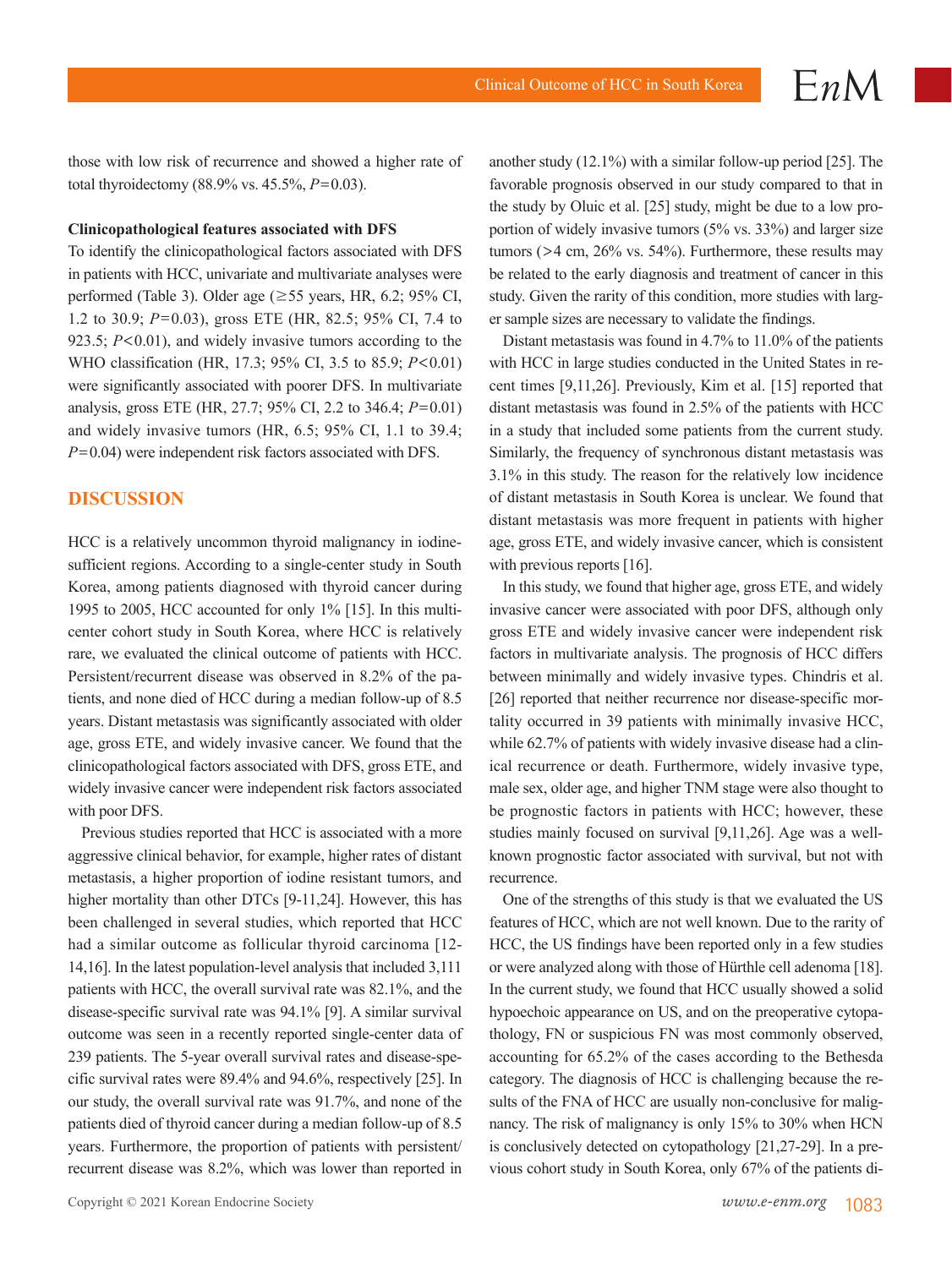those with low risk of recurrence and showed a higher rate of total thyroidectomy (88.9% vs. 45.5%, $P=0.03$).

**Clinicopathological features associated with DFS**

To identify the clinicopathological factors associated with DFS in patients with HCC, univariate and multivariate analyses were performed (Table 3). Older age (≥55 years, HR, 6.2; 95% CI, 1.2 to 30.9; $P=0.03$), gross ETE (HR, 82.5; 95% CI, 7.4 to 923.5; $P<0.01$), and widely invasive tumors according to the WHO classification (HR, 17.3; 95% CI, 3.5 to 85.9; $P<0.01$) were significantly associated with poorer DFS. In multivariate analysis, gross ETE (HR, 27.7; 95% CI, 2.2 to 346.4; $P=0.01$) and widely invasive tumors (HR, 6.5; 95% CI, 1.1 to 39.4; $P=0.04$) were independent risk factors associated with DFS.

## DISCUSSION

HCC is a relatively uncommon thyroid malignancy in iodine-sufficient regions. According to a single-center study in South Korea, among patients diagnosed with thyroid cancer during 1995 to 2005, HCC accounted for only 1% [15]. In this multicenter cohort study in South Korea, where HCC is relatively rare, we evaluated the clinical outcome of patients with HCC. Persistent/recurrent disease was observed in 8.2% of the patients, and none died of HCC during a median follow-up of 8.5 years. Distant metastasis was significantly associated with older age, gross ETE, and widely invasive cancer. We found that the clinicopathological factors associated with DFS, gross ETE, and widely invasive cancer were independent risk factors associated with poor DFS.

Previous studies reported that HCC is associated with a more aggressive clinical behavior, for example, higher rates of distant metastasis, a higher proportion of iodine resistant tumors, and higher mortality than other DTCs [9-11,24]. However, this has been challenged in several studies, which reported that HCC had a similar outcome as follicular thyroid carcinoma [12-14,16]. In the latest population-level analysis that included 3,111 patients with HCC, the overall survival rate was 82.1%, and the disease-specific survival rate was 94.1% [9]. A similar survival outcome was seen in a recently reported single-center data of 239 patients. The 5-year overall survival rates and disease-specific survival rates were 89.4% and 94.6%, respectively [25]. In our study, the overall survival rate was 91.7%, and none of the patients died of thyroid cancer during a median follow-up of 8.5 years. Furthermore, the proportion of patients with persistent/recurrent disease was 8.2%, which was lower than reported in another study (12.1%) with a similar follow-up period [25]. The favorable prognosis observed in our study compared to that in the study by Oluic et al. [25] study, might be due to a low proportion of widely invasive tumors (5% vs. 33%) and larger size tumors (>4 cm, 26% vs. 54%). Furthermore, these results may be related to the early diagnosis and treatment of cancer in this study. Given the rarity of this condition, more studies with larger sample sizes are necessary to validate the findings.

Distant metastasis was found in 4.7% to 11.0% of the patients with HCC in large studies conducted in the United States in recent times [9,11,26]. Previously, Kim et al. [15] reported that distant metastasis was found in 2.5% of the patients with HCC in a study that included some patients from the current study. Similarly, the frequency of synchronous distant metastasis was 3.1% in this study. The reason for the relatively low incidence of distant metastasis in South Korea is unclear. We found that distant metastasis was more frequent in patients with higher age, gross ETE, and widely invasive cancer, which is consistent with previous reports [16].

In this study, we found that higher age, gross ETE, and widely invasive cancer were associated with poor DFS, although only gross ETE and widely invasive cancer were independent risk factors in multivariate analysis. The prognosis of HCC differs between minimally and widely invasive types. Chindris et al. [26] reported that neither recurrence nor disease-specific mortality occurred in 39 patients with minimally invasive HCC, while 62.7% of patients with widely invasive disease had a clinical recurrence or death. Furthermore, widely invasive type, male sex, older age, and higher TNM stage were also thought to be prognostic factors in patients with HCC; however, these studies mainly focused on survival [9,11,26]. Age was a well-known prognostic factor associated with survival, but not with recurrence.

One of the strengths of this study is that we evaluated the US features of HCC, which are not well known. Due to the rarity of HCC, the US findings have been reported only in a few studies or were analyzed along with those of Hürthle cell adenoma [18]. In the current study, we found that HCC usually showed a solid hypoechoic appearance on US, and on the preoperative cytopathology, FN or suspicious FN was most commonly observed, accounting for 65.2% of the cases according to the Bethesda category. The diagnosis of HCC is challenging because the results of the FNA of HCC are usually non-conclusive for malignancy. The risk of malignancy is only 15% to 30% when HCN is conclusively detected on cytopathology [21,27-29]. In a previous cohort study in South Korea, only 67% of the patients di-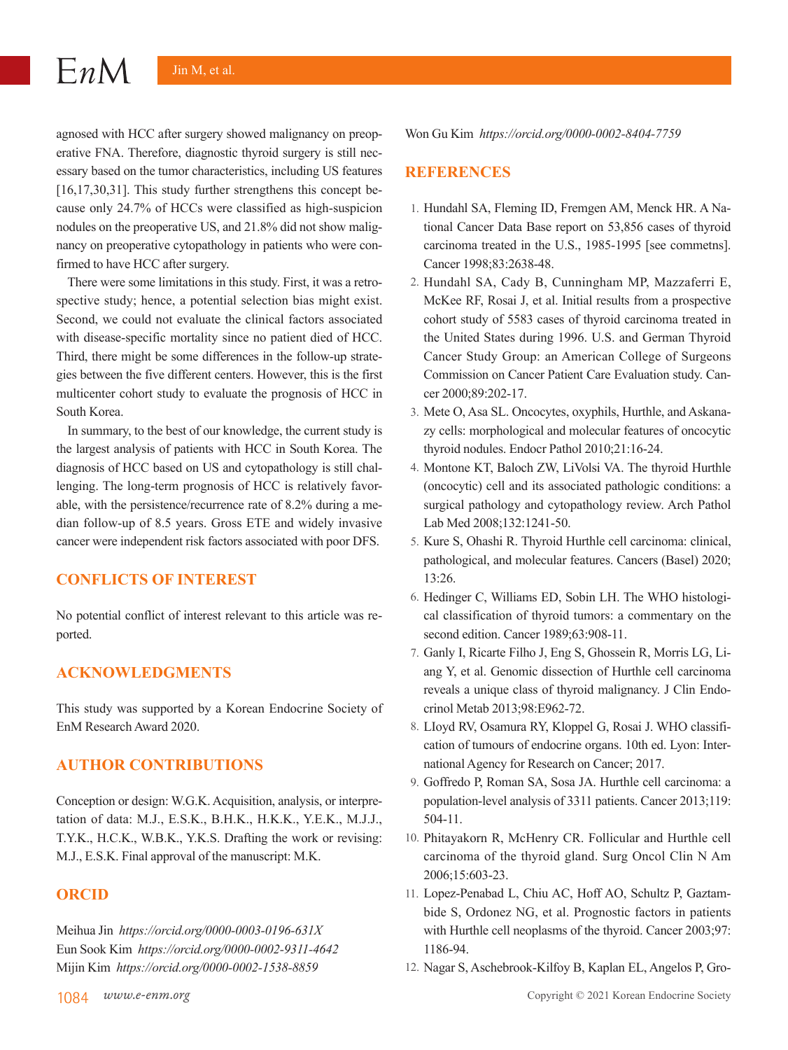agnosed with HCC after surgery showed malignancy on preoperative FNA. Therefore, diagnostic thyroid surgery is still necessary based on the tumor characteristics, including US features [16,17,30,31]. This study further strengthens this concept because only 24.7% of HCCs were classified as high-suspicion nodules on the preoperative US, and 21.8% did not show malignancy on preoperative cytopathology in patients who were confirmed to have HCC after surgery.

There were some limitations in this study. First, it was a retrospective study; hence, a potential selection bias might exist. Second, we could not evaluate the clinical factors associated with disease-specific mortality since no patient died of HCC. Third, there might be some differences in the follow-up strategies between the five different centers. However, this is the first multicenter cohort study to evaluate the prognosis of HCC in South Korea.

In summary, to the best of our knowledge, the current study is the largest analysis of patients with HCC in South Korea. The diagnosis of HCC based on US and cytopathology is still challenging. The long-term prognosis of HCC is relatively favorable, with the persistence/recurrence rate of 8.2% during a median follow-up of 8.5 years. Gross ETE and widely invasive cancer were independent risk factors associated with poor DFS.

## CONFLICTS OF INTEREST

No potential conflict of interest relevant to this article was reported.

## ACKNOWLEDGMENTS

This study was supported by a Korean Endocrine Society of EnM Research Award 2020.

## AUTHOR CONTRIBUTIONS

Conception or design: W.G.K. Acquisition, analysis, or interpretation of data: M.J., E.S.K., B.H.K., H.K.K., Y.E.K., M.J.J., T.Y.K., H.C.K., W.B.K., Y.K.S. Drafting the work or revising: M.J., E.S.K. Final approval of the manuscript: M.K.

## ORCID

Meihua Jin *https://orcid.org/0000-0003-0196-631X*
Eun Sook Kim *https://orcid.org/0000-0002-9311-4642*
Mijin Kim *https://orcid.org/0000-0002-1538-8859*
Won Gu Kim *https://orcid.org/0000-0002-8404-7759*

## REFERENCES

1. Hundahl SA, Fleming ID, Fremgen AM, Menck HR. A National Cancer Data Base report on 53,856 cases of thyroid carcinoma treated in the U.S., 1985-1995 [see commetns]. Cancer 1998;83:2638-48.
2. Hundahl SA, Cady B, Cunningham MP, Mazzaferri E, McKee RF, Rosai J, et al. Initial results from a prospective cohort study of 5583 cases of thyroid carcinoma treated in the United States during 1996. U.S. and German Thyroid Cancer Study Group: an American College of Surgeons Commission on Cancer Patient Care Evaluation study. Cancer 2000;89:202-17.
3. Mete O, Asa SL. Oncocytes, oxyphils, Hurthle, and Askanazy cells: morphological and molecular features of oncocytic thyroid nodules. Endocr Pathol 2010;21:16-24.
4. Montone KT, Baloch ZW, LiVolsi VA. The thyroid Hurthle (oncocytic) cell and its associated pathologic conditions: a surgical pathology and cytopathology review. Arch Pathol Lab Med 2008;132:1241-50.
5. Kure S, Ohashi R. Thyroid Hurthle cell carcinoma: clinical, pathological, and molecular features. Cancers (Basel) 2020;13:26.
6. Hedinger C, Williams ED, Sobin LH. The WHO histological classification of thyroid tumors: a commentary on the second edition. Cancer 1989;63:908-11.
7. Ganly I, Ricarte Filho J, Eng S, Ghossein R, Morris LG, Liang Y, et al. Genomic dissection of Hurthle cell carcinoma reveals a unique class of thyroid malignancy. J Clin Endocrinol Metab 2013;98:E962-72.
8. LIoyd RV, Osamura RY, Kloppel G, Rosai J. WHO classification of tumours of endocrine organs. 10th ed. Lyon: International Agency for Research on Cancer; 2017.
9. Goffredo P, Roman SA, Sosa JA. Hurthle cell carcinoma: a population-level analysis of 3311 patients. Cancer 2013;119:504-11.
10. Phitayakorn R, McHenry CR. Follicular and Hurthle cell carcinoma of the thyroid gland. Surg Oncol Clin N Am 2006;15:603-23.
11. Lopez-Penabad L, Chiu AC, Hoff AO, Schultz P, Gaztambide S, Ordonez NG, et al. Prognostic factors in patients with Hurthle cell neoplasms of the thyroid. Cancer 2003;97:1186-94.
12. Nagar S, Aschebrook-Kilfoy B, Kaplan EL, Angelos P, Gro-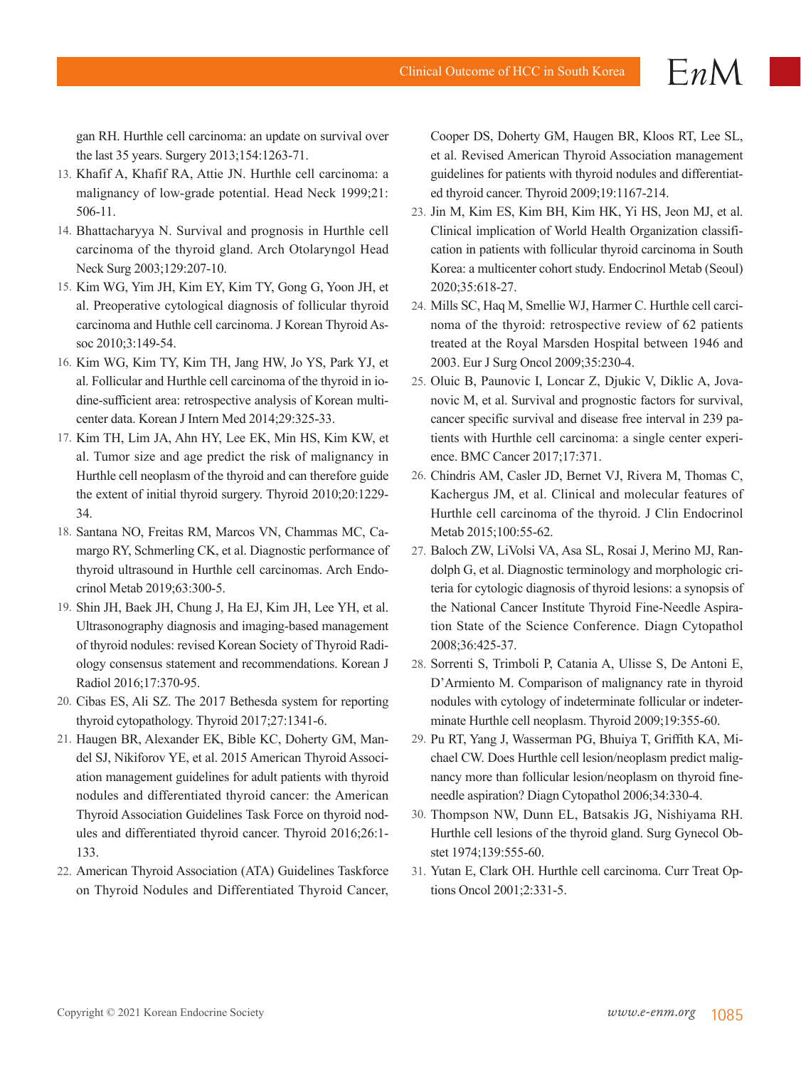gan RH. Hurthle cell carcinoma: an update on survival over the last 35 years. Surgery 2013;154:1263-71.

13. Khafif A, Khafif RA, Attie JN. Hurthle cell carcinoma: a malignancy of low-grade potential. Head Neck 1999;21:506-11.
14. Bhattacharyya N. Survival and prognosis in Hurthle cell carcinoma of the thyroid gland. Arch Otolaryngol Head Neck Surg 2003;129:207-10.
15. Kim WG, Yim JH, Kim EY, Kim TY, Gong G, Yoon JH, et al. Preoperative cytological diagnosis of follicular thyroid carcinoma and Huthle cell carcinoma. J Korean Thyroid Assoc 2010;3:149-54.
16. Kim WG, Kim TY, Kim TH, Jang HW, Jo YS, Park YJ, et al. Follicular and Hurthle cell carcinoma of the thyroid in iodine-sufficient area: retrospective analysis of Korean multicenter data. Korean J Intern Med 2014;29:325-33.
17. Kim TH, Lim JA, Ahn HY, Lee EK, Min HS, Kim KW, et al. Tumor size and age predict the risk of malignancy in Hurthle cell neoplasm of the thyroid and can therefore guide the extent of initial thyroid surgery. Thyroid 2010;20:1229-34.
18. Santana NO, Freitas RM, Marcos VN, Chammas MC, Camargo RY, Schmerling CK, et al. Diagnostic performance of thyroid ultrasound in Hurthle cell carcinomas. Arch Endocrinol Metab 2019;63:300-5.
19. Shin JH, Baek JH, Chung J, Ha EJ, Kim JH, Lee YH, et al. Ultrasonography diagnosis and imaging-based management of thyroid nodules: revised Korean Society of Thyroid Radiology consensus statement and recommendations. Korean J Radiol 2016;17:370-95.
20. Cibas ES, Ali SZ. The 2017 Bethesda system for reporting thyroid cytopathology. Thyroid 2017;27:1341-6.
21. Haugen BR, Alexander EK, Bible KC, Doherty GM, Mandel SJ, Nikiforov YE, et al. 2015 American Thyroid Association management guidelines for adult patients with thyroid nodules and differentiated thyroid cancer: the American Thyroid Association Guidelines Task Force on thyroid nodules and differentiated thyroid cancer. Thyroid 2016;26:1-133.
22. American Thyroid Association (ATA) Guidelines Taskforce on Thyroid Nodules and Differentiated Thyroid Cancer, Cooper DS, Doherty GM, Haugen BR, Kloos RT, Lee SL, et al. Revised American Thyroid Association management guidelines for patients with thyroid nodules and differentiated thyroid cancer. Thyroid 2009;19:1167-214.
23. Jin M, Kim ES, Kim BH, Kim HK, Yi HS, Jeon MJ, et al. Clinical implication of World Health Organization classification in patients with follicular thyroid carcinoma in South Korea: a multicenter cohort study. Endocrinol Metab (Seoul) 2020;35:618-27.
24. Mills SC, Haq M, Smellie WJ, Harmer C. Hurthle cell carcinoma of the thyroid: retrospective review of 62 patients treated at the Royal Marsden Hospital between 1946 and 2003. Eur J Surg Oncol 2009;35:230-4.
25. Oluic B, Paunovic I, Loncar Z, Djukic V, Diklic A, Jovanovic M, et al. Survival and prognostic factors for survival, cancer specific survival and disease free interval in 239 patients with Hurthle cell carcinoma: a single center experience. BMC Cancer 2017;17:371.
26. Chindris AM, Casler JD, Bernet VJ, Rivera M, Thomas C, Kachergus JM, et al. Clinical and molecular features of Hurthle cell carcinoma of the thyroid. J Clin Endocrinol Metab 2015;100:55-62.
27. Baloch ZW, LiVolsi VA, Asa SL, Rosai J, Merino MJ, Randolph G, et al. Diagnostic terminology and morphologic criteria for cytologic diagnosis of thyroid lesions: a synopsis of the National Cancer Institute Thyroid Fine-Needle Aspiration State of the Science Conference. Diagn Cytopathol 2008;36:425-37.
28. Sorrenti S, Trimboli P, Catania A, Ulisse S, De Antoni E, D'Armiento M. Comparison of malignancy rate in thyroid nodules with cytology of indeterminate follicular or indeterminate Hurthle cell neoplasm. Thyroid 2009;19:355-60.
29. Pu RT, Yang J, Wasserman PG, Bhuiya T, Griffith KA, Michael CW. Does Hurthle cell lesion/neoplasm predict malignancy more than follicular lesion/neoplasm on thyroid fine-needle aspiration? Diagn Cytopathol 2006;34:330-4.
30. Thompson NW, Dunn EL, Batsakis JG, Nishiyama RH. Hurthle cell lesions of the thyroid gland. Surg Gynecol Obstet 1974;139:555-60.
31. Yutan E, Clark OH. Hurthle cell carcinoma. Curr Treat Options Oncol 2001;2:331-5.